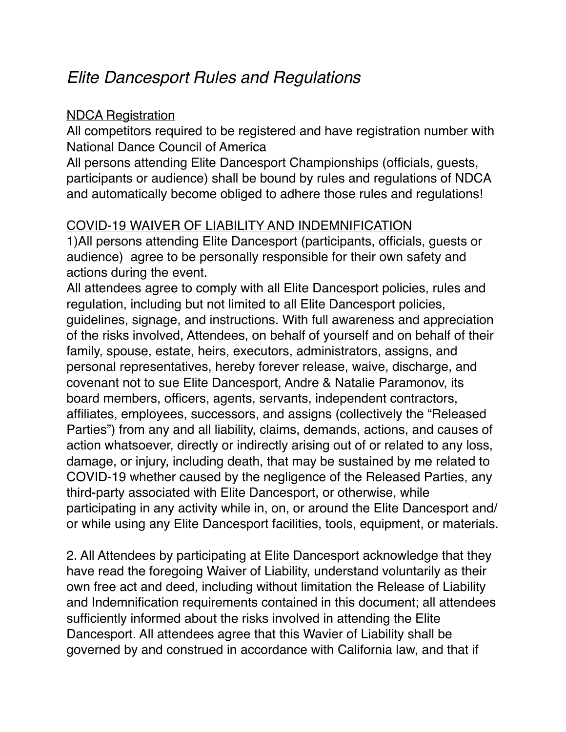# *Elite Dancesport Rules and Regulations*

<u>NDCA Registration</u>

All competitors required to be registered and have registration number with National Dance Council of America

All persons attending Elite Dancesport Championships (officials, guests, participants or audience) shall be bound by rules and regulations of NDCA and automatically become obliged to adhere those rules and regulations!

<u>COVID-19 WAIVER OF LIABILITY AND INDEMNIFICATION</u>

1)All persons attending Elite Dancesport (participants, officials, guests or audience) agree to be personally responsible for their own safety and actions during the event.

All attendees agree to comply with all Elite Dancesport policies, rules and regulation, including but not limited to all Elite Dancesport policies, guidelines, signage, and instructions. With full awareness and appreciation of the risks involved, Attendees, on behalf of yourself and on behalf of their family, spouse, estate, heirs, executors, administrators, assigns, and personal representatives, hereby forever release, waive, discharge, and covenant not to sue Elite Dancesport, Andre & Natalie Paramonov, its board members, officers, agents, servants, independent contractors, affiliates, employees, successors, and assigns (collectively the "Released Parties") from any and all liability, claims, demands, actions, and causes of action whatsoever, directly or indirectly arising out of or related to any loss, damage, or injury, including death, that may be sustained by me related to COVID-19 whether caused by the negligence of the Released Parties, any third-party associated with Elite Dancesport, or otherwise, while participating in any activity while in, on, or around the Elite Dancesport and/or while using any Elite Dancesport facilities, tools, equipment, or materials.

2. All Attendees by participating at Elite Dancesport acknowledge that they have read the foregoing Waiver of Liability, understand voluntarily as their own free act and deed, including without limitation the Release of Liability and Indemnification requirements contained in this document; all attendees sufficiently informed about the risks involved in attending the Elite Dancesport. All attendees agree that this Wavier of Liability shall be governed by and construed in accordance with California law, and that if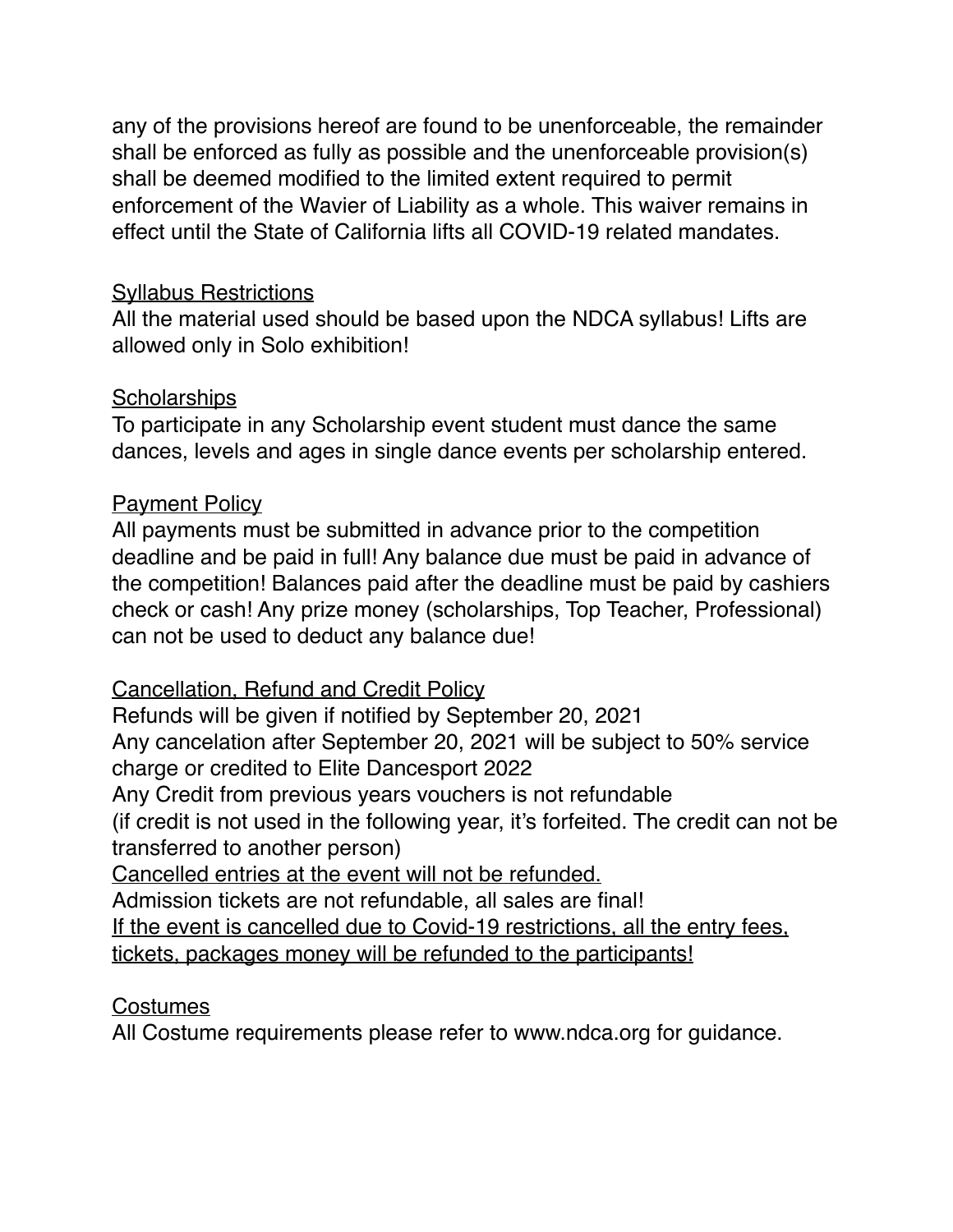any of the provisions hereof are found to be unenforceable, the remainder shall be enforced as fully as possible and the unenforceable provision(s) shall be deemed modified to the limited extent required to permit enforcement of the Wavier of Liability as a whole. This waiver remains in effect until the State of California lifts all COVID-19 related mandates.

<u>Syllabus Restrictions</u>

All the material used should be based upon the NDCA syllabus! Lifts are allowed only in Solo exhibition!

<u>Scholarships</u>

To participate in any Scholarship event student must dance the same dances, levels and ages in single dance events per scholarship entered.

<u>Payment Policy</u>

All payments must be submitted in advance prior to the competition deadline and be paid in full! Any balance due must be paid in advance of the competition! Balances paid after the deadline must be paid by cashiers check or cash! Any prize money (scholarships, Top Teacher, Professional) can not be used to deduct any balance due!

<u>Cancellation, Refund and Credit Policy</u>

Refunds will be given if notified by September 20, 2021

Any cancelation after September 20, 2021 will be subject to 50% service charge or credited to Elite Dancesport 2022

Any Credit from previous years vouchers is not refundable

(if credit is not used in the following year, it's forfeited. The credit can not be transferred to another person)

<u>Cancelled entries at the event will not be refunded.</u>

Admission tickets are not refundable, all sales are final!

<u>If the event is cancelled due to Covid-19 restrictions, all the entry fees, tickets, packages money will be refunded to the participants!</u>

<u>Costumes</u>

All Costume requirements please refer to www.ndca.org for guidance.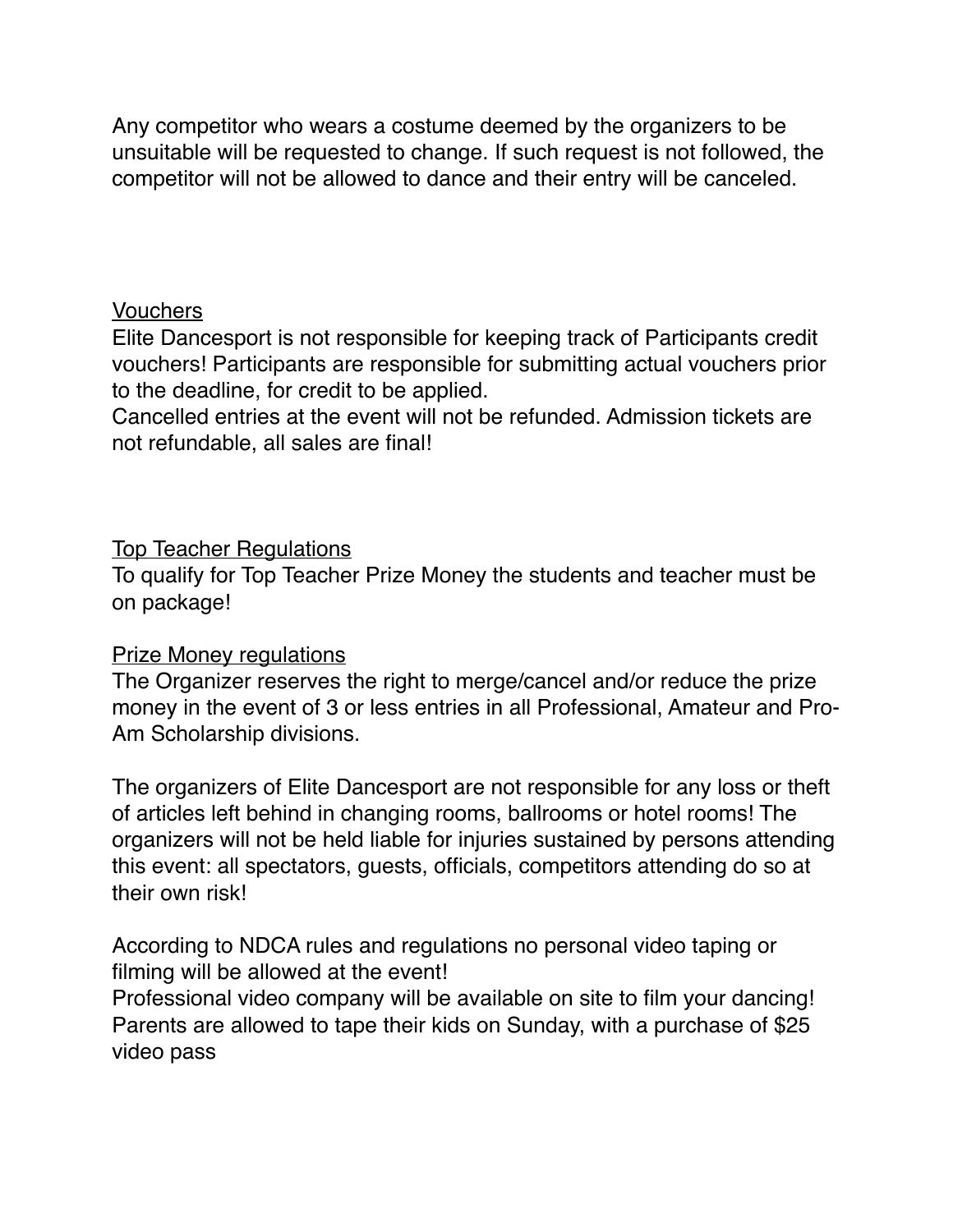Any competitor who wears a costume deemed by the organizers to be unsuitable will be requested to change. If such request is not followed, the competitor will not be allowed to dance and their entry will be canceled.

<u>Vouchers</u>

Elite Dancesport is not responsible for keeping track of Participants credit vouchers! Participants are responsible for submitting actual vouchers prior to the deadline, for credit to be applied.

Cancelled entries at the event will not be refunded. Admission tickets are not refundable, all sales are final!

<u>Top Teacher Regulations</u>

To qualify for Top Teacher Prize Money the students and teacher must be on package!

<u>Prize Money regulations</u>

The Organizer reserves the right to merge/cancel and/or reduce the prize money in the event of 3 or less entries in all Professional, Amateur and Pro-Am Scholarship divisions.

The organizers of Elite Dancesport are not responsible for any loss or theft of articles left behind in changing rooms, ballrooms or hotel rooms! The organizers will not be held liable for injuries sustained by persons attending this event: all spectators, guests, officials, competitors attending do so at their own risk!

According to NDCA rules and regulations no personal video taping or filming will be allowed at the event!

Professional video company will be available on site to film your dancing!

Parents are allowed to tape their kids on Sunday, with a purchase of $25 video pass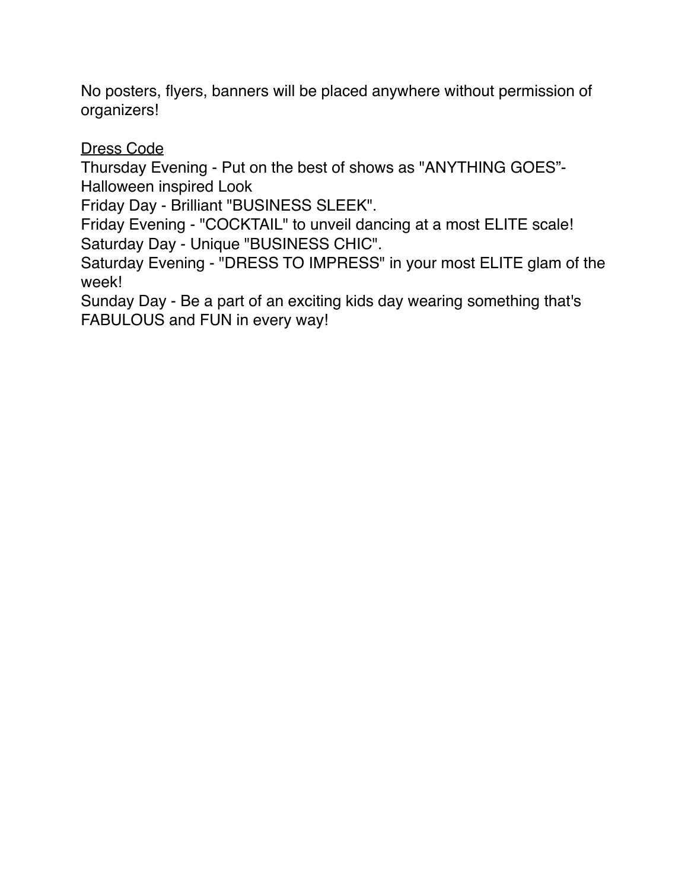No posters, flyers, banners will be placed anywhere without permission of organizers!

Dress Code

Thursday Evening - Put on the best of shows as "ANYTHING GOES”- Halloween inspired Look
Friday Day - Brilliant "BUSINESS SLEEK".
Friday Evening - "COCKTAIL" to unveil dancing at a most ELITE scale!
Saturday Day - Unique "BUSINESS CHIC".
Saturday Evening - "DRESS TO IMPRESS" in your most ELITE glam of the week!
Sunday Day - Be a part of an exciting kids day wearing something that's FABULOUS and FUN in every way!